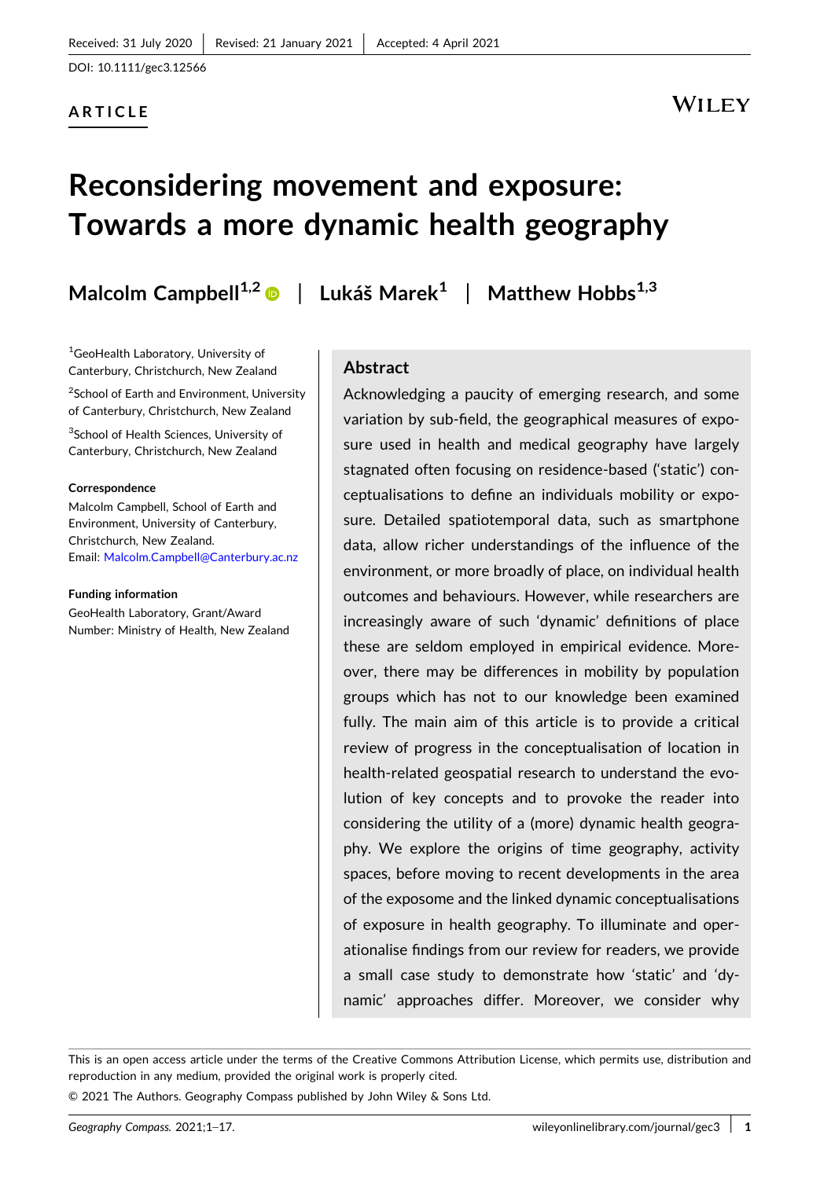Received: 31 July 2020 | Revised: 21 January 2021 | Accepted: 4 April 2021

DOI: 10.1111/gec3.12566

**ARTICLE**

# Reconsidering movement and exposure: Towards a more dynamic health geography

**Malcolm Campbell**[1,2] | **Lukáš Marek**[1] | **Matthew Hobbs**[1,3]

[1]GeoHealth Laboratory, University of Canterbury, Christchurch, New Zealand

[2]School of Earth and Environment, University of Canterbury, Christchurch, New Zealand

[3]School of Health Sciences, University of Canterbury, Christchurch, New Zealand

**Correspondence**

Malcolm Campbell, School of Earth and Environment, University of Canterbury, Christchurch, New Zealand.
Email: Malcolm.Campbell@Canterbury.ac.nz

**Funding information**

GeoHealth Laboratory, Grant/Award Number: Ministry of Health, New Zealand

## Abstract

Acknowledging a paucity of emerging research, and some variation by sub-field, the geographical measures of exposure used in health and medical geography have largely stagnated often focusing on residence-based ('static') conceptualisations to define an individuals mobility or exposure. Detailed spatiotemporal data, such as smartphone data, allow richer understandings of the influence of the environment, or more broadly of place, on individual health outcomes and behaviours. However, while researchers are increasingly aware of such 'dynamic' definitions of place these are seldom employed in empirical evidence. Moreover, there may be differences in mobility by population groups which has not to our knowledge been examined fully. The main aim of this article is to provide a critical review of progress in the conceptualisation of location in health-related geospatial research to understand the evolution of key concepts and to provoke the reader into considering the utility of a (more) dynamic health geography. We explore the origins of time geography, activity spaces, before moving to recent developments in the area of the exposome and the linked dynamic conceptualisations of exposure in health geography. To illuminate and operationalise findings from our review for readers, we provide a small case study to demonstrate how 'static' and 'dynamic' approaches differ. Moreover, we consider why

This is an open access article under the terms of the Creative Commons Attribution License, which permits use, distribution and reproduction in any medium, provided the original work is properly cited.

© 2021 The Authors. Geography Compass published by John Wiley & Sons Ltd.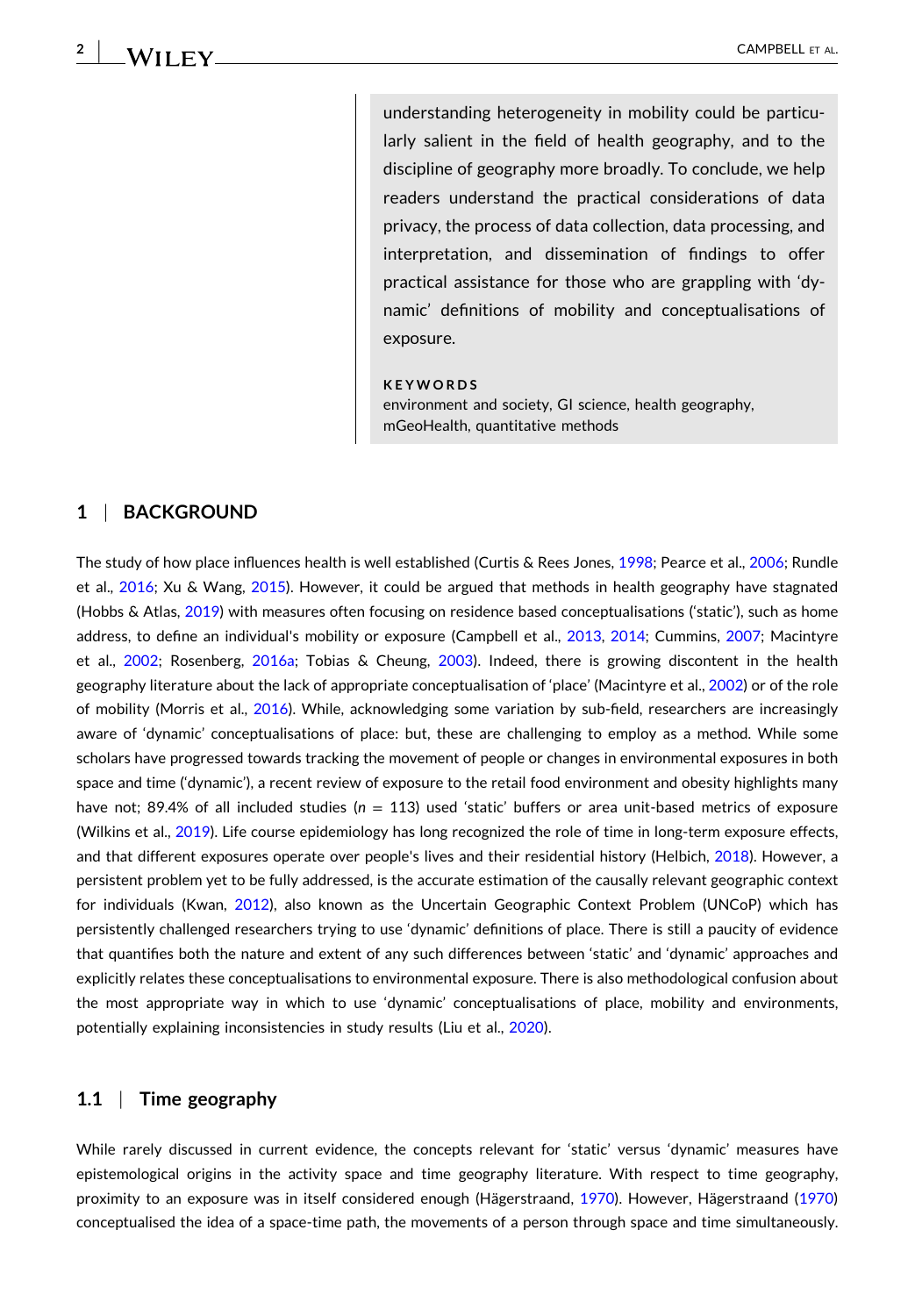understanding heterogeneity in mobility could be particularly salient in the field of health geography, and to the discipline of geography more broadly. To conclude, we help readers understand the practical considerations of data privacy, the process of data collection, data processing, and interpretation, and dissemination of findings to offer practical assistance for those who are grappling with 'dynamic' definitions of mobility and conceptualisations of exposure.

**KEYWORDS**

environment and society, GI science, health geography, mGeoHealth, quantitative methods

## 1 | BACKGROUND

The study of how place influences health is well established (Curtis & Rees Jones, 1998; Pearce et al., 2006; Rundle et al., 2016; Xu & Wang, 2015). However, it could be argued that methods in health geography have stagnated (Hobbs & Atlas, 2019) with measures often focusing on residence based conceptualisations ('static'), such as home address, to define an individual's mobility or exposure (Campbell et al., 2013, 2014; Cummins, 2007; Macintyre et al., 2002; Rosenberg, 2016a; Tobias & Cheung, 2003). Indeed, there is growing discontent in the health geography literature about the lack of appropriate conceptualisation of 'place' (Macintyre et al., 2002) or of the role of mobility (Morris et al., 2016). While, acknowledging some variation by sub-field, researchers are increasingly aware of 'dynamic' conceptualisations of place: but, these are challenging to employ as a method. While some scholars have progressed towards tracking the movement of people or changes in environmental exposures in both space and time ('dynamic'), a recent review of exposure to the retail food environment and obesity highlights many have not; 89.4% of all included studies ($n$ = 113) used 'static' buffers or area unit-based metrics of exposure (Wilkins et al., 2019). Life course epidemiology has long recognized the role of time in long-term exposure effects, and that different exposures operate over people's lives and their residential history (Helbich, 2018). However, a persistent problem yet to be fully addressed, is the accurate estimation of the causally relevant geographic context for individuals (Kwan, 2012), also known as the Uncertain Geographic Context Problem (UNCoP) which has persistently challenged researchers trying to use 'dynamic' definitions of place. There is still a paucity of evidence that quantifies both the nature and extent of any such differences between 'static' and 'dynamic' approaches and explicitly relates these conceptualisations to environmental exposure. There is also methodological confusion about the most appropriate way in which to use 'dynamic' conceptualisations of place, mobility and environments, potentially explaining inconsistencies in study results (Liu et al., 2020).

### 1.1 | Time geography

While rarely discussed in current evidence, the concepts relevant for 'static' versus 'dynamic' measures have epistemological origins in the activity space and time geography literature. With respect to time geography, proximity to an exposure was in itself considered enough (Hägerstraand, 1970). However, Hägerstraand (1970) conceptualised the idea of a space-time path, the movements of a person through space and time simultaneously.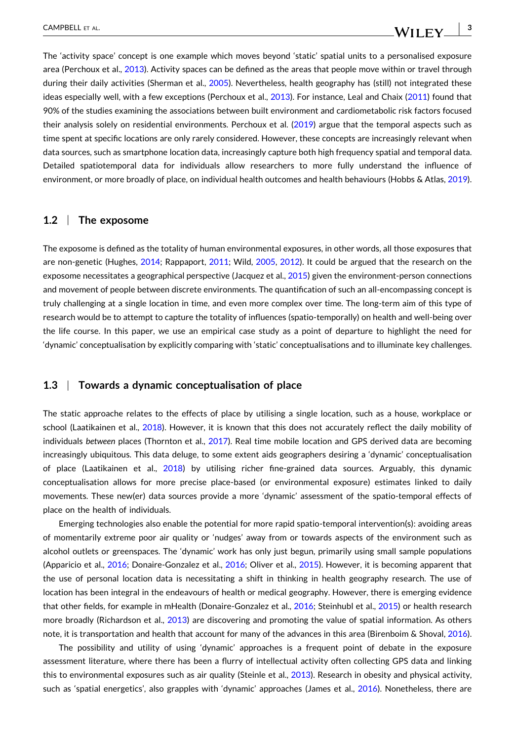The 'activity space' concept is one example which moves beyond 'static' spatial units to a personalised exposure area (Perchoux et al., 2013). Activity spaces can be defined as the areas that people move within or travel through during their daily activities (Sherman et al., 2005). Nevertheless, health geography has (still) not integrated these ideas especially well, with a few exceptions (Perchoux et al., 2013). For instance, Leal and Chaix (2011) found that 90% of the studies examining the associations between built environment and cardiometabolic risk factors focused their analysis solely on residential environments. Perchoux et al. (2019) argue that the temporal aspects such as time spent at specific locations are only rarely considered. However, these concepts are increasingly relevant when data sources, such as smartphone location data, increasingly capture both high frequency spatial and temporal data. Detailed spatiotemporal data for individuals allow researchers to more fully understand the influence of environment, or more broadly of place, on individual health outcomes and health behaviours (Hobbs & Atlas, 2019).

### 1.2 | The exposome

The exposome is defined as the totality of human environmental exposures, in other words, all those exposures that are non-genetic (Hughes, 2014; Rappaport, 2011; Wild, 2005, 2012). It could be argued that the research on the exposome necessitates a geographical perspective (Jacquez et al., 2015) given the environment-person connections and movement of people between discrete environments. The quantification of such an all-encompassing concept is truly challenging at a single location in time, and even more complex over time. The long-term aim of this type of research would be to attempt to capture the totality of influences (spatio-temporally) on health and well-being over the life course. In this paper, we use an empirical case study as a point of departure to highlight the need for 'dynamic' conceptualisation by explicitly comparing with 'static' conceptualisations and to illuminate key challenges.

### 1.3 | Towards a dynamic conceptualisation of place

The static approache relates to the effects of place by utilising a single location, such as a house, workplace or school (Laatikainen et al., 2018). However, it is known that this does not accurately reflect the daily mobility of individuals *between* places (Thornton et al., 2017). Real time mobile location and GPS derived data are becoming increasingly ubiquitous. This data deluge, to some extent aids geographers desiring a 'dynamic' conceptualisation of place (Laatikainen et al., 2018) by utilising richer fine-grained data sources. Arguably, this dynamic conceptualisation allows for more precise place-based (or environmental exposure) estimates linked to daily movements. These new(er) data sources provide a more 'dynamic' assessment of the spatio-temporal effects of place on the health of individuals.

Emerging technologies also enable the potential for more rapid spatio-temporal intervention(s): avoiding areas of momentarily extreme poor air quality or 'nudges' away from or towards aspects of the environment such as alcohol outlets or greenspaces. The 'dynamic' work has only just begun, primarily using small sample populations (Apparicio et al., 2016; Donaire-Gonzalez et al., 2016; Oliver et al., 2015). However, it is becoming apparent that the use of personal location data is necessitating a shift in thinking in health geography research. The use of location has been integral in the endeavours of health or medical geography. However, there is emerging evidence that other fields, for example in mHealth (Donaire-Gonzalez et al., 2016; Steinhubl et al., 2015) or health research more broadly (Richardson et al., 2013) are discovering and promoting the value of spatial information. As others note, it is transportation and health that account for many of the advances in this area (Birenboim & Shoval, 2016).

The possibility and utility of using 'dynamic' approaches is a frequent point of debate in the exposure assessment literature, where there has been a flurry of intellectual activity often collecting GPS data and linking this to environmental exposures such as air quality (Steinle et al., 2013). Research in obesity and physical activity, such as 'spatial energetics', also grapples with 'dynamic' approaches (James et al., 2016). Nonetheless, there are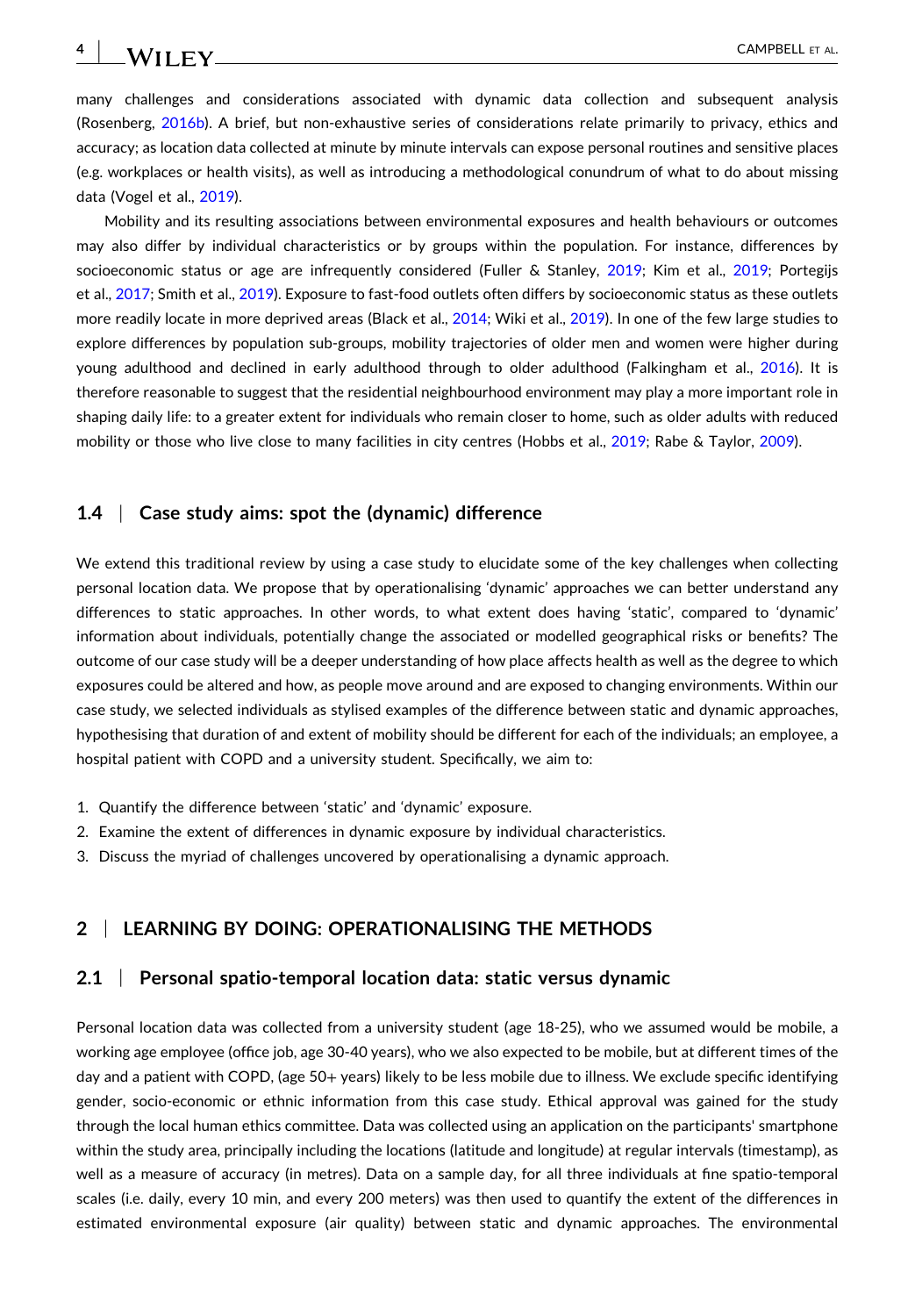many challenges and considerations associated with dynamic data collection and subsequent analysis (Rosenberg, 2016b). A brief, but non-exhaustive series of considerations relate primarily to privacy, ethics and accuracy; as location data collected at minute by minute intervals can expose personal routines and sensitive places (e.g. workplaces or health visits), as well as introducing a methodological conundrum of what to do about missing data (Vogel et al., 2019).

Mobility and its resulting associations between environmental exposures and health behaviours or outcomes may also differ by individual characteristics or by groups within the population. For instance, differences by socioeconomic status or age are infrequently considered (Fuller & Stanley, 2019; Kim et al., 2019; Portegijs et al., 2017; Smith et al., 2019). Exposure to fast-food outlets often differs by socioeconomic status as these outlets more readily locate in more deprived areas (Black et al., 2014; Wiki et al., 2019). In one of the few large studies to explore differences by population sub-groups, mobility trajectories of older men and women were higher during young adulthood and declined in early adulthood through to older adulthood (Falkingham et al., 2016). It is therefore reasonable to suggest that the residential neighbourhood environment may play a more important role in shaping daily life: to a greater extent for individuals who remain closer to home, such as older adults with reduced mobility or those who live close to many facilities in city centres (Hobbs et al., 2019; Rabe & Taylor, 2009).

### 1.4 | Case study aims: spot the (dynamic) difference

We extend this traditional review by using a case study to elucidate some of the key challenges when collecting personal location data. We propose that by operationalising 'dynamic' approaches we can better understand any differences to static approaches. In other words, to what extent does having 'static', compared to 'dynamic' information about individuals, potentially change the associated or modelled geographical risks or benefits? The outcome of our case study will be a deeper understanding of how place affects health as well as the degree to which exposures could be altered and how, as people move around and are exposed to changing environments. Within our case study, we selected individuals as stylised examples of the difference between static and dynamic approaches, hypothesising that duration of and extent of mobility should be different for each of the individuals; an employee, a hospital patient with COPD and a university student. Specifically, we aim to:

1. Quantify the difference between 'static' and 'dynamic' exposure.
2. Examine the extent of differences in dynamic exposure by individual characteristics.
3. Discuss the myriad of challenges uncovered by operationalising a dynamic approach.

## 2 | LEARNING BY DOING: OPERATIONALISING THE METHODS

### 2.1 | Personal spatio-temporal location data: static versus dynamic

Personal location data was collected from a university student (age 18-25), who we assumed would be mobile, a working age employee (office job, age 30-40 years), who we also expected to be mobile, but at different times of the day and a patient with COPD, (age 50+ years) likely to be less mobile due to illness. We exclude specific identifying gender, socio-economic or ethnic information from this case study. Ethical approval was gained for the study through the local human ethics committee. Data was collected using an application on the participants' smartphone within the study area, principally including the locations (latitude and longitude) at regular intervals (timestamp), as well as a measure of accuracy (in metres). Data on a sample day, for all three individuals at fine spatio-temporal scales (i.e. daily, every 10 min, and every 200 meters) was then used to quantify the extent of the differences in estimated environmental exposure (air quality) between static and dynamic approaches. The environmental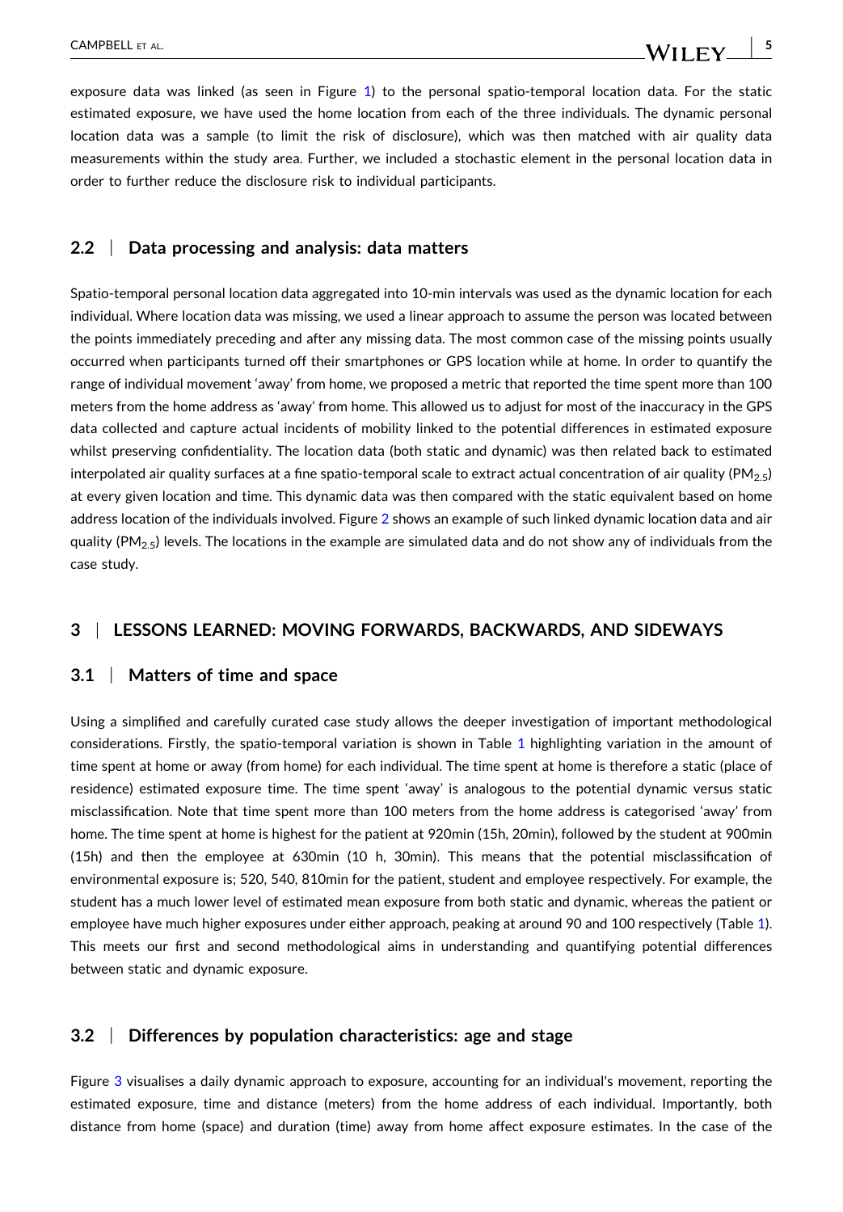exposure data was linked (as seen in Figure 1) to the personal spatio-temporal location data. For the static estimated exposure, we have used the home location from each of the three individuals. The dynamic personal location data was a sample (to limit the risk of disclosure), which was then matched with air quality data measurements within the study area. Further, we included a stochastic element in the personal location data in order to further reduce the disclosure risk to individual participants.

### 2.2 | Data processing and analysis: data matters

Spatio-temporal personal location data aggregated into 10-min intervals was used as the dynamic location for each individual. Where location data was missing, we used a linear approach to assume the person was located between the points immediately preceding and after any missing data. The most common case of the missing points usually occurred when participants turned off their smartphones or GPS location while at home. In order to quantify the range of individual movement 'away' from home, we proposed a metric that reported the time spent more than 100 meters from the home address as 'away' from home. This allowed us to adjust for most of the inaccuracy in the GPS data collected and capture actual incidents of mobility linked to the potential differences in estimated exposure whilst preserving confidentiality. The location data (both static and dynamic) was then related back to estimated interpolated air quality surfaces at a fine spatio-temporal scale to extract actual concentration of air quality ($PM_{2.5}$) at every given location and time. This dynamic data was then compared with the static equivalent based on home address location of the individuals involved. Figure 2 shows an example of such linked dynamic location data and air quality ($PM_{2.5}$) levels. The locations in the example are simulated data and do not show any of individuals from the case study.

## 3 | LESSONS LEARNED: MOVING FORWARDS, BACKWARDS, AND SIDEWAYS

### 3.1 | Matters of time and space

Using a simplified and carefully curated case study allows the deeper investigation of important methodological considerations. Firstly, the spatio-temporal variation is shown in Table 1 highlighting variation in the amount of time spent at home or away (from home) for each individual. The time spent at home is therefore a static (place of residence) estimated exposure time. The time spent 'away' is analogous to the potential dynamic versus static misclassification. Note that time spent more than 100 meters from the home address is categorised 'away' from home. The time spent at home is highest for the patient at 920min (15h, 20min), followed by the student at 900min (15h) and then the employee at 630min (10 h, 30min). This means that the potential misclassification of environmental exposure is; 520, 540, 810min for the patient, student and employee respectively. For example, the student has a much lower level of estimated mean exposure from both static and dynamic, whereas the patient or employee have much higher exposures under either approach, peaking at around 90 and 100 respectively (Table 1). This meets our first and second methodological aims in understanding and quantifying potential differences between static and dynamic exposure.

### 3.2 | Differences by population characteristics: age and stage

Figure 3 visualises a daily dynamic approach to exposure, accounting for an individual's movement, reporting the estimated exposure, time and distance (meters) from the home address of each individual. Importantly, both distance from home (space) and duration (time) away from home affect exposure estimates. In the case of the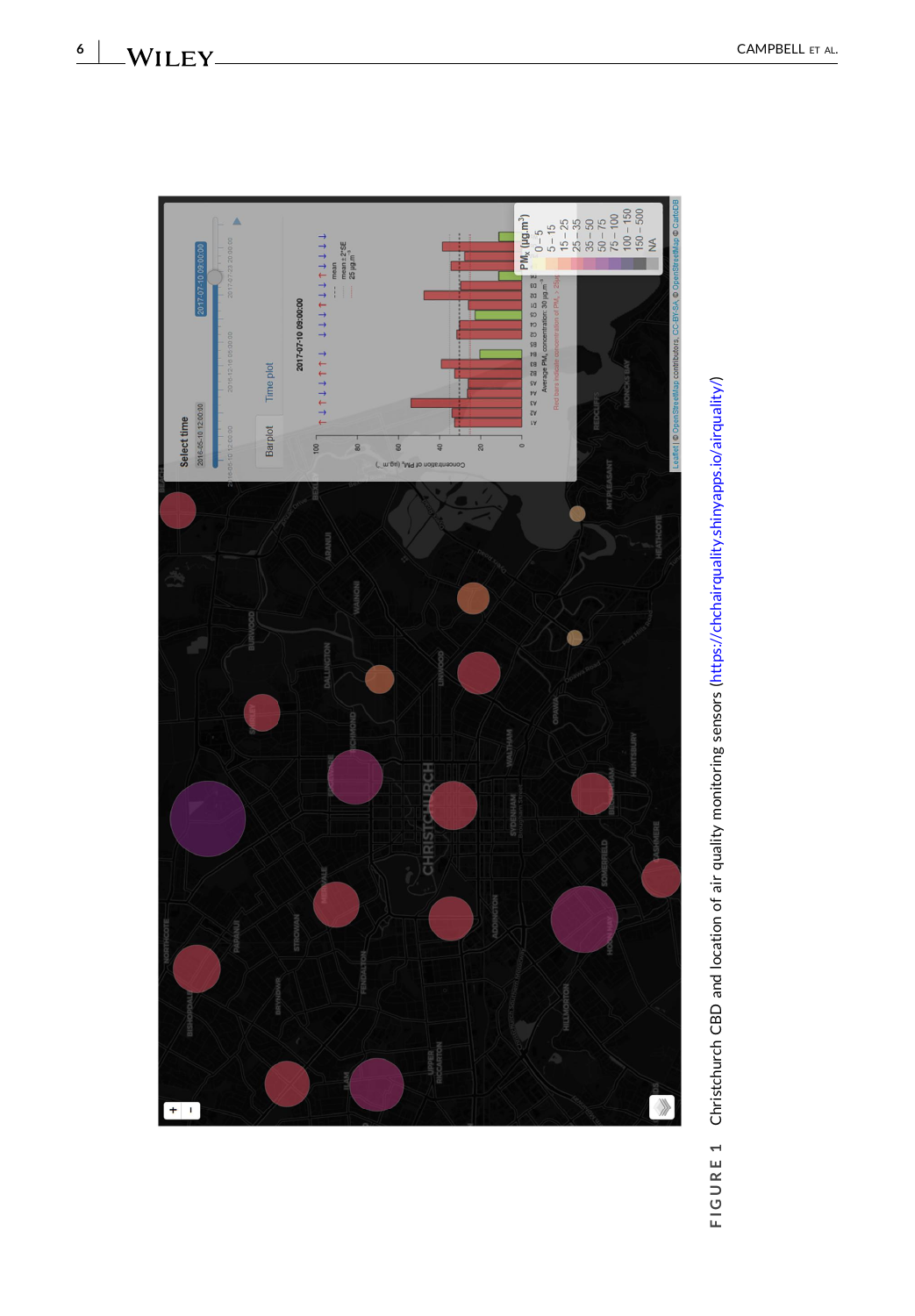FIGURE 1 Christchurch CBD and location of air quality monitoring sensors (https://chchairquality.shinyapps.io/airquality/)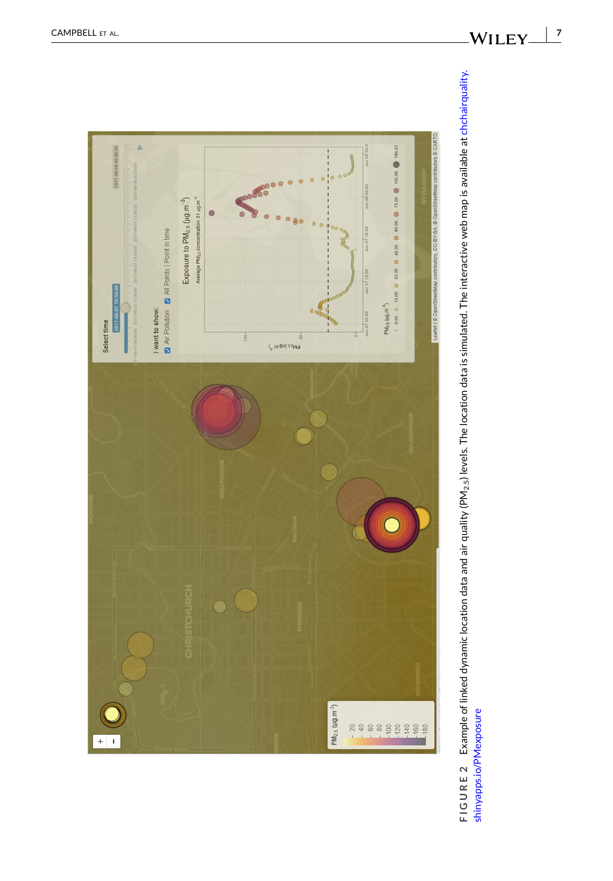FIGURE 2 Example of linked dynamic location data and air quality ($PM_{2.5}$) levels. The location data is simulated. The interactive web map is available at chchairquality.shinyapps.io/PMexposure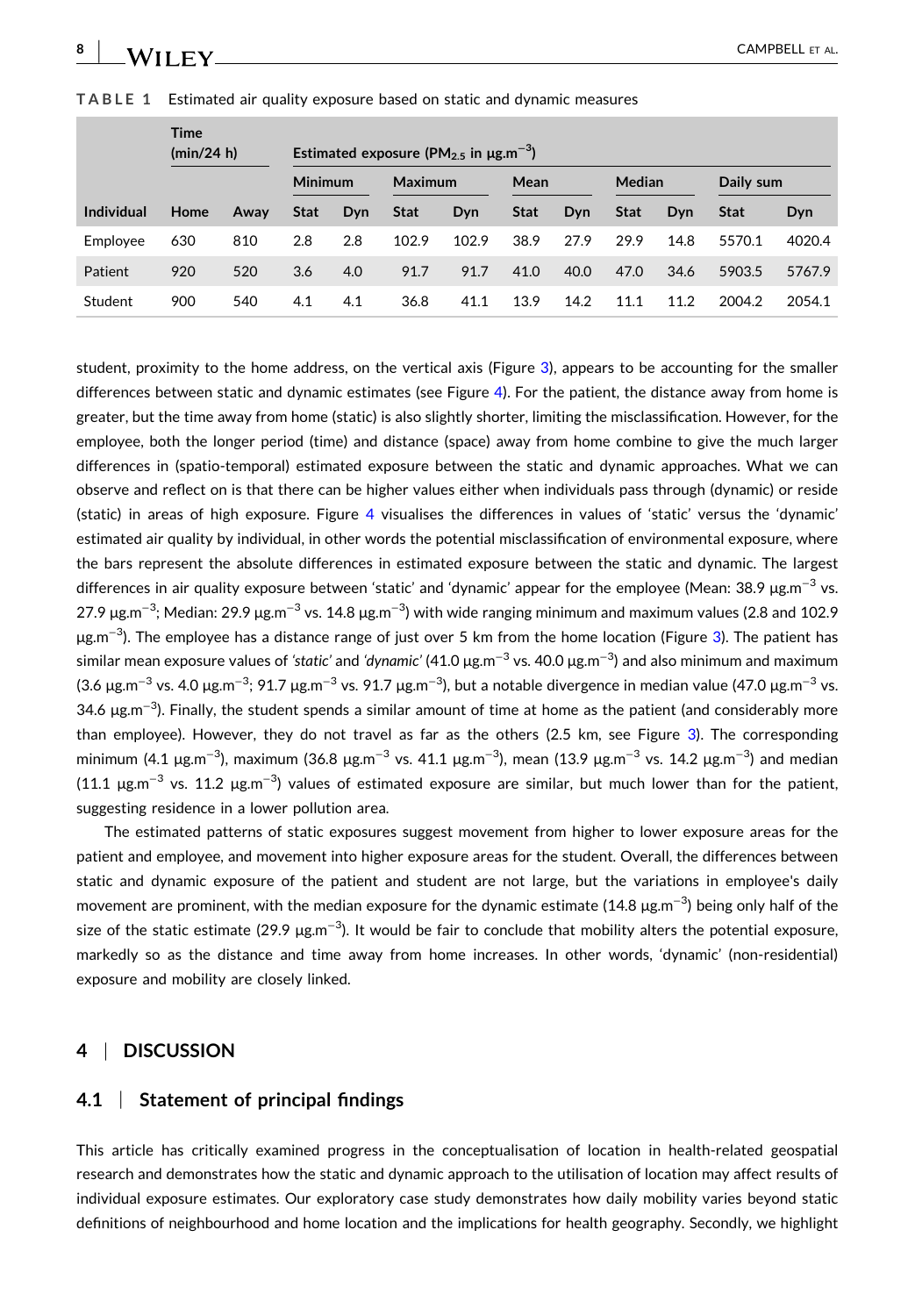**TABLE 1** Estimated air quality exposure based on static and dynamic measures

| Individual | Time (min/24 h) | | Estimated exposure ($PM_{2.5}$ in $\mu g.m^{-3}$) | | | | | | | | | |
|---|---|---|---|---|---|---|---|---|---|---|---|---|
| | | | Minimum | | Maximum | | Mean | | Median | | Daily sum | |
| | Home | Away | Stat | Dyn | Stat | Dyn | Stat | Dyn | Stat | Dyn | Stat | Dyn |
| Employee | 630 | 810 | 2.8 | 2.8 | 102.9 | 102.9 | 38.9 | 27.9 | 29.9 | 14.8 | 5570.1 | 4020.4 |
| Patient | 920 | 520 | 3.6 | 4.0 | 91.7 | 91.7 | 41.0 | 40.0 | 47.0 | 34.6 | 5903.5 | 5767.9 |
| Student | 900 | 540 | 4.1 | 4.1 | 36.8 | 41.1 | 13.9 | 14.2 | 11.1 | 11.2 | 2004.2 | 2054.1 |

student, proximity to the home address, on the vertical axis (Figure 3), appears to be accounting for the smaller differences between static and dynamic estimates (see Figure 4). For the patient, the distance away from home is greater, but the time away from home (static) is also slightly shorter, limiting the misclassification. However, for the employee, both the longer period (time) and distance (space) away from home combine to give the much larger differences in (spatio-temporal) estimated exposure between the static and dynamic approaches. What we can observe and reflect on is that there can be higher values either when individuals pass through (dynamic) or reside (static) in areas of high exposure. Figure 4 visualises the differences in values of 'static' versus the 'dynamic' estimated air quality by individual, in other words the potential misclassification of environmental exposure, where the bars represent the absolute differences in estimated exposure between the static and dynamic. The largest differences in air quality exposure between 'static' and 'dynamic' appear for the employee (Mean: 38.9 $\mu g.m^{-3}$ vs. 27.9 $\mu g.m^{-3}$; Median: 29.9 $\mu g.m^{-3}$ vs. 14.8 $\mu g.m^{-3}$) with wide ranging minimum and maximum values (2.8 and 102.9 $\mu g.m^{-3}$). The employee has a distance range of just over 5 km from the home location (Figure 3). The patient has similar mean exposure values of *'static'* and *'dynamic'* (41.0 $\mu g.m^{-3}$ vs. 40.0 $\mu g.m^{-3}$) and also minimum and maximum (3.6 $\mu g.m^{-3}$ vs. 4.0 $\mu g.m^{-3}$; 91.7 $\mu g.m^{-3}$ vs. 91.7 $\mu g.m^{-3}$), but a notable divergence in median value (47.0 $\mu g.m^{-3}$ vs. 34.6 $\mu g.m^{-3}$). Finally, the student spends a similar amount of time at home as the patient (and considerably more than employee). However, they do not travel as far as the others (2.5 km, see Figure 3). The corresponding minimum (4.1 $\mu g.m^{-3}$), maximum (36.8 $\mu g.m^{-3}$ vs. 41.1 $\mu g.m^{-3}$), mean (13.9 $\mu g.m^{-3}$ vs. 14.2 $\mu g.m^{-3}$) and median (11.1 $\mu g.m^{-3}$ vs. 11.2 $\mu g.m^{-3}$) values of estimated exposure are similar, but much lower than for the patient, suggesting residence in a lower pollution area.

The estimated patterns of static exposures suggest movement from higher to lower exposure areas for the patient and employee, and movement into higher exposure areas for the student. Overall, the differences between static and dynamic exposure of the patient and student are not large, but the variations in employee's daily movement are prominent, with the median exposure for the dynamic estimate (14.8 $\mu g.m^{-3}$) being only half of the size of the static estimate (29.9 $\mu g.m^{-3}$). It would be fair to conclude that mobility alters the potential exposure, markedly so as the distance and time away from home increases. In other words, 'dynamic' (non-residential) exposure and mobility are closely linked.

## 4 | DISCUSSION

### 4.1 | Statement of principal findings

This article has critically examined progress in the conceptualisation of location in health-related geospatial research and demonstrates how the static and dynamic approach to the utilisation of location may affect results of individual exposure estimates. Our exploratory case study demonstrates how daily mobility varies beyond static definitions of neighbourhood and home location and the implications for health geography. Secondly, we highlight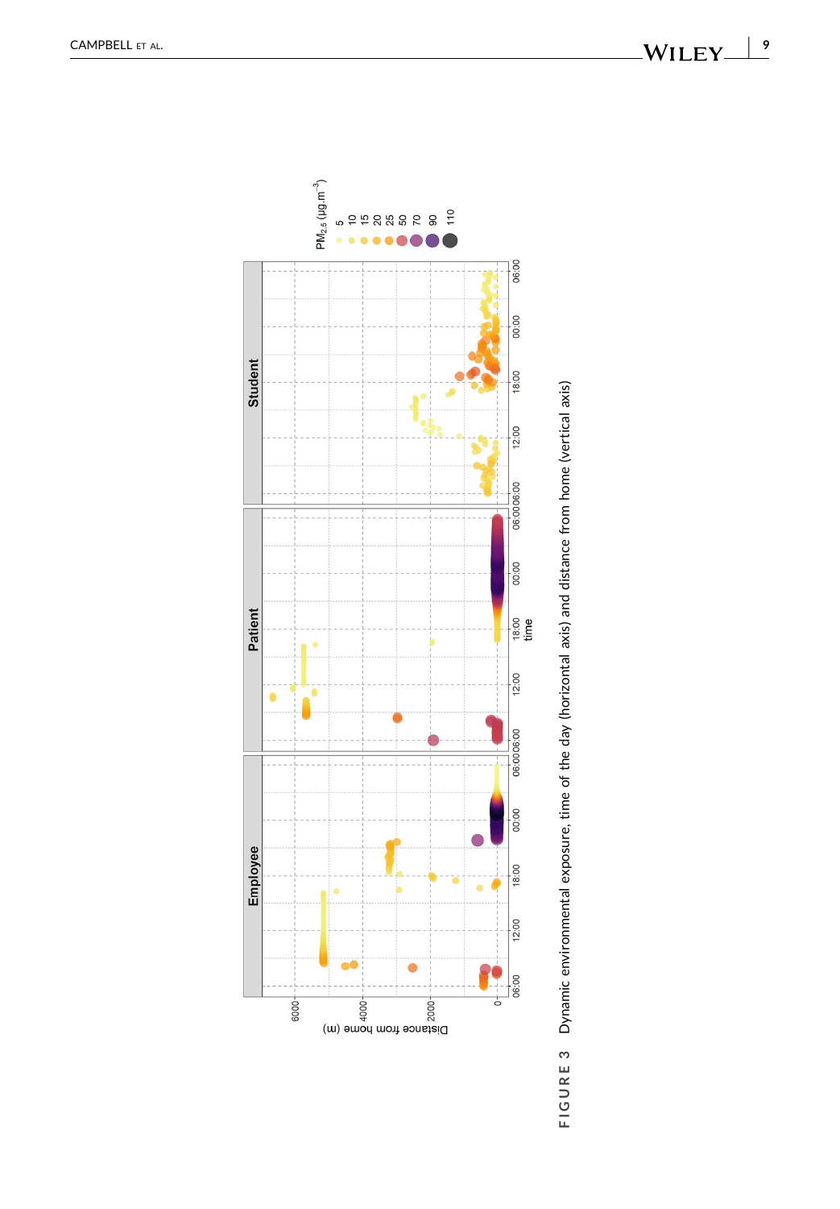**FIGURE 3** Dynamic environmental exposure, time of the day (horizontal axis) and distance from home (vertical axis)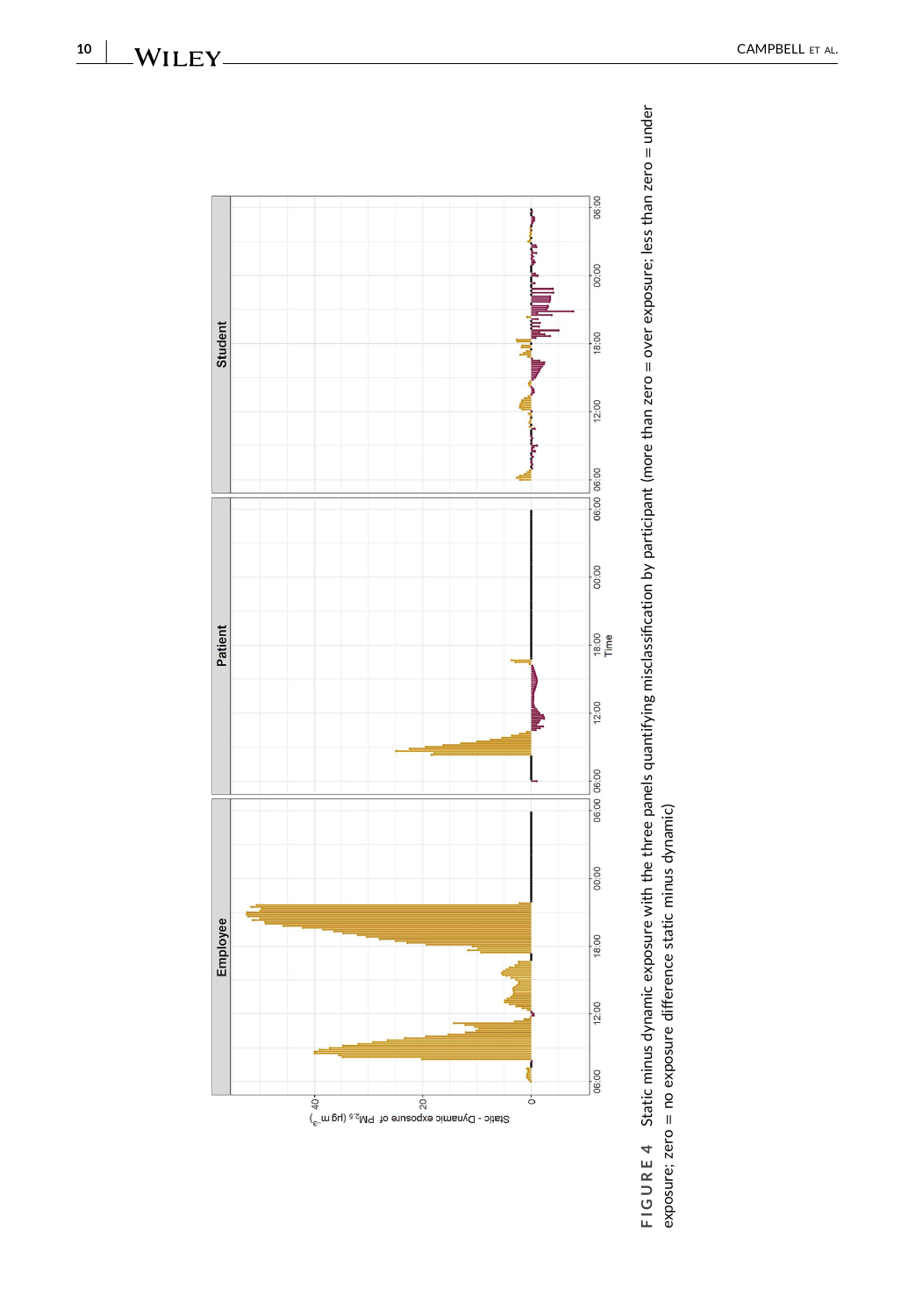**FIGURE 4** Static minus dynamic exposure with the three panels quantifying misclassification by participant (more than zero = over exposure; less than zero = under exposure; zero = no exposure difference static minus dynamic)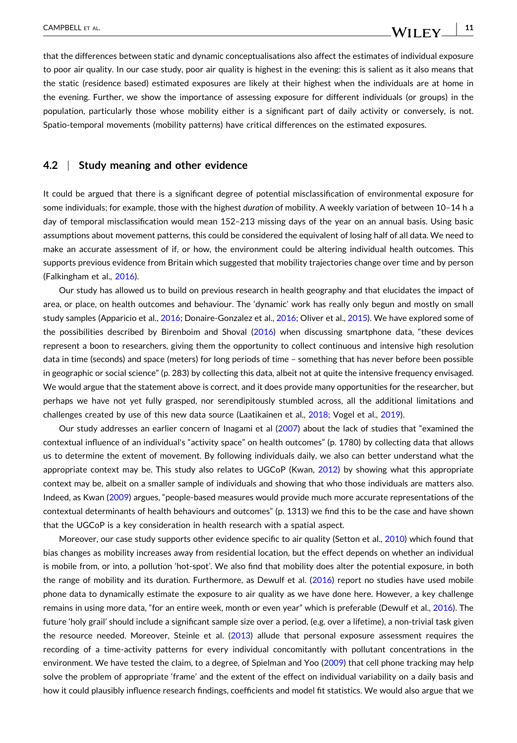that the differences between static and dynamic conceptualisations also affect the estimates of individual exposure to poor air quality. In our case study, poor air quality is highest in the evening: this is salient as it also means that the static (residence based) estimated exposures are likely at their highest when the individuals are at home in the evening. Further, we show the importance of assessing exposure for different individuals (or groups) in the population, particularly those whose mobility either is a significant part of daily activity or conversely, is not. Spatio-temporal movements (mobility patterns) have critical differences on the estimated exposures.

### 4.2 | Study meaning and other evidence

It could be argued that there is a significant degree of potential misclassification of environmental exposure for some individuals; for example, those with the highest *duration* of mobility. A weekly variation of between 10–14 h a day of temporal misclassification would mean 152–213 missing days of the year on an annual basis. Using basic assumptions about movement patterns, this could be considered the equivalent of losing half of all data. We need to make an accurate assessment of if, or how, the environment could be altering individual health outcomes. This supports previous evidence from Britain which suggested that mobility trajectories change over time and by person (Falkingham et al., 2016).

Our study has allowed us to build on previous research in health geography and that elucidates the impact of area, or place, on health outcomes and behaviour. The 'dynamic' work has really only begun and mostly on small study samples (Apparicio et al., 2016; Donaire-Gonzalez et al., 2016; Oliver et al., 2015). We have explored some of the possibilities described by Birenboim and Shoval (2016) when discussing smartphone data, "these devices represent a boon to researchers, giving them the opportunity to collect continuous and intensive high resolution data in time (seconds) and space (meters) for long periods of time – something that has never before been possible in geographic or social science" (p. 283) by collecting this data, albeit not at quite the intensive frequency envisaged. We would argue that the statement above is correct, and it does provide many opportunities for the researcher, but perhaps we have not yet fully grasped, nor serendipitously stumbled across, all the additional limitations and challenges created by use of this new data source (Laatikainen et al., 2018; Vogel et al., 2019).

Our study addresses an earlier concern of Inagami et al (2007) about the lack of studies that "examined the contextual influence of an individual's "activity space" on health outcomes" (p. 1780) by collecting data that allows us to determine the extent of movement. By following individuals daily, we also can better understand what the appropriate context may be. This study also relates to UGCoP (Kwan, 2012) by showing what this appropriate context may be, albeit on a smaller sample of individuals and showing that who those individuals are matters also. Indeed, as Kwan (2009) argues, "people-based measures would provide much more accurate representations of the contextual determinants of health behaviours and outcomes" (p. 1313) we find this to be the case and have shown that the UGCoP is a key consideration in health research with a spatial aspect.

Moreover, our case study supports other evidence specific to air quality (Setton et al., 2010) which found that bias changes as mobility increases away from residential location, but the effect depends on whether an individual is mobile from, or into, a pollution 'hot-spot'. We also find that mobility does alter the potential exposure, in both the range of mobility and its duration. Furthermore, as Dewulf et al. (2016) report no studies have used mobile phone data to dynamically estimate the exposure to air quality as we have done here. However, a key challenge remains in using more data, "for an entire week, month or even year" which is preferable (Dewulf et al., 2016). The future 'holy grail' should include a significant sample size over a period, (e.g. over a lifetime), a non-trivial task given the resource needed. Moreover, Steinle et al. (2013) allude that personal exposure assessment requires the recording of a time-activity patterns for every individual concomitantly with pollutant concentrations in the environment. We have tested the claim, to a degree, of Spielman and Yoo (2009) that cell phone tracking may help solve the problem of appropriate 'frame' and the extent of the effect on individual variability on a daily basis and how it could plausibly influence research findings, coefficients and model fit statistics. We would also argue that we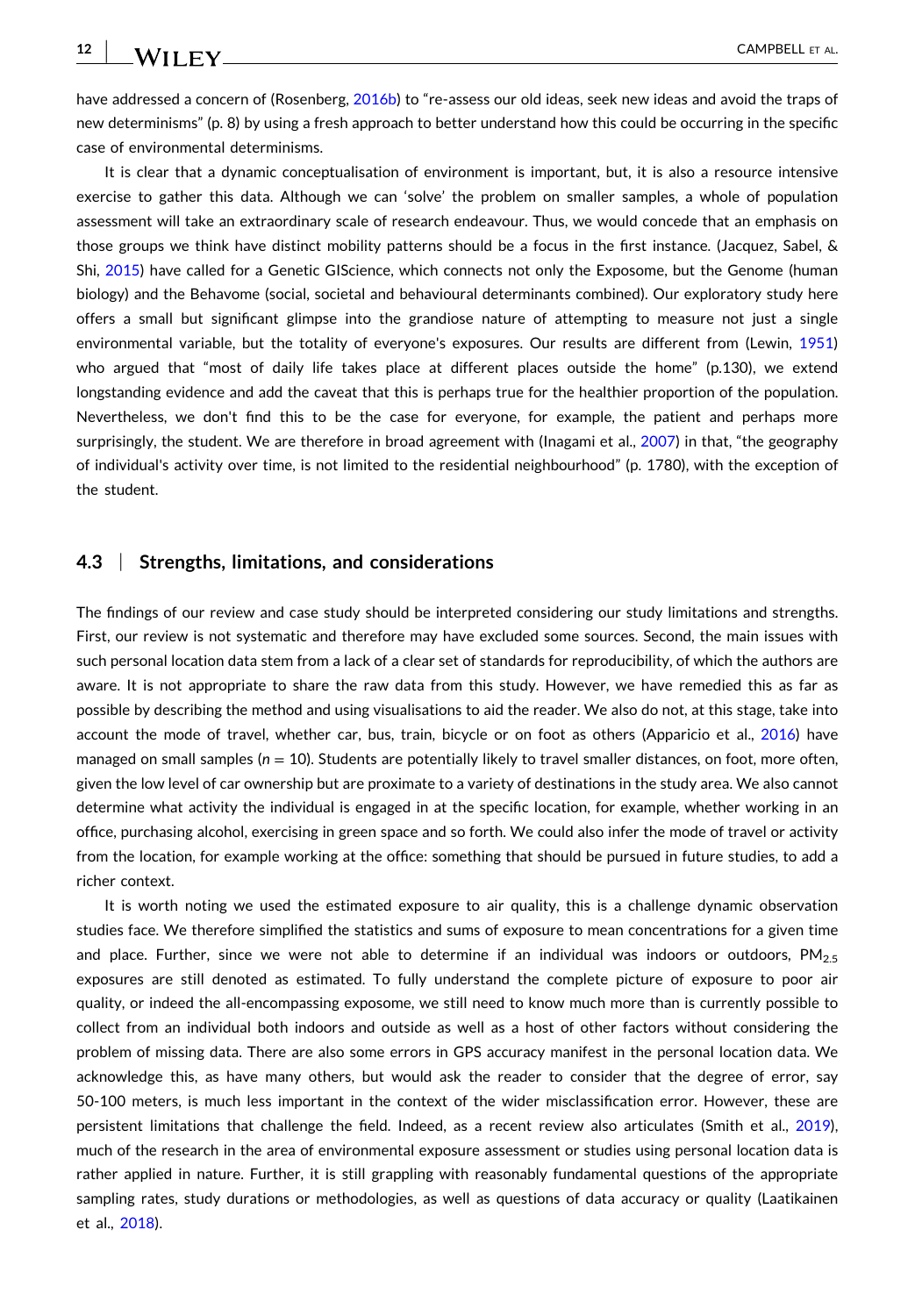have addressed a concern of (Rosenberg, 2016b) to "re-assess our old ideas, seek new ideas and avoid the traps of new determinisms" (p. 8) by using a fresh approach to better understand how this could be occurring in the specific case of environmental determinisms.

It is clear that a dynamic conceptualisation of environment is important, but, it is also a resource intensive exercise to gather this data. Although we can 'solve' the problem on smaller samples, a whole of population assessment will take an extraordinary scale of research endeavour. Thus, we would concede that an emphasis on those groups we think have distinct mobility patterns should be a focus in the first instance. (Jacquez, Sabel, & Shi, 2015) have called for a Genetic GIScience, which connects not only the Exposome, but the Genome (human biology) and the Behavome (social, societal and behavioural determinants combined). Our exploratory study here offers a small but significant glimpse into the grandiose nature of attempting to measure not just a single environmental variable, but the totality of everyone's exposures. Our results are different from (Lewin, 1951) who argued that "most of daily life takes place at different places outside the home" (p.130), we extend longstanding evidence and add the caveat that this is perhaps true for the healthier proportion of the population. Nevertheless, we don't find this to be the case for everyone, for example, the patient and perhaps more surprisingly, the student. We are therefore in broad agreement with (Inagami et al., 2007) in that, "the geography of individual's activity over time, is not limited to the residential neighbourhood" (p. 1780), with the exception of the student.

### 4.3 | Strengths, limitations, and considerations

The findings of our review and case study should be interpreted considering our study limitations and strengths. First, our review is not systematic and therefore may have excluded some sources. Second, the main issues with such personal location data stem from a lack of a clear set of standards for reproducibility, of which the authors are aware. It is not appropriate to share the raw data from this study. However, we have remedied this as far as possible by describing the method and using visualisations to aid the reader. We also do not, at this stage, take into account the mode of travel, whether car, bus, train, bicycle or on foot as others (Apparicio et al., 2016) have managed on small samples ($n$ = 10). Students are potentially likely to travel smaller distances, on foot, more often, given the low level of car ownership but are proximate to a variety of destinations in the study area. We also cannot determine what activity the individual is engaged in at the specific location, for example, whether working in an office, purchasing alcohol, exercising in green space and so forth. We could also infer the mode of travel or activity from the location, for example working at the office: something that should be pursued in future studies, to add a richer context.

It is worth noting we used the estimated exposure to air quality, this is a challenge dynamic observation studies face. We therefore simplified the statistics and sums of exposure to mean concentrations for a given time and place. Further, since we were not able to determine if an individual was indoors or outdoors, $PM_{2.5}$ exposures are still denoted as estimated. To fully understand the complete picture of exposure to poor air quality, or indeed the all-encompassing exposome, we still need to know much more than is currently possible to collect from an individual both indoors and outside as well as a host of other factors without considering the problem of missing data. There are also some errors in GPS accuracy manifest in the personal location data. We acknowledge this, as have many others, but would ask the reader to consider that the degree of error, say 50-100 meters, is much less important in the context of the wider misclassification error. However, these are persistent limitations that challenge the field. Indeed, as a recent review also articulates (Smith et al., 2019), much of the research in the area of environmental exposure assessment or studies using personal location data is rather applied in nature. Further, it is still grappling with reasonably fundamental questions of the appropriate sampling rates, study durations or methodologies, as well as questions of data accuracy or quality (Laatikainen et al., 2018).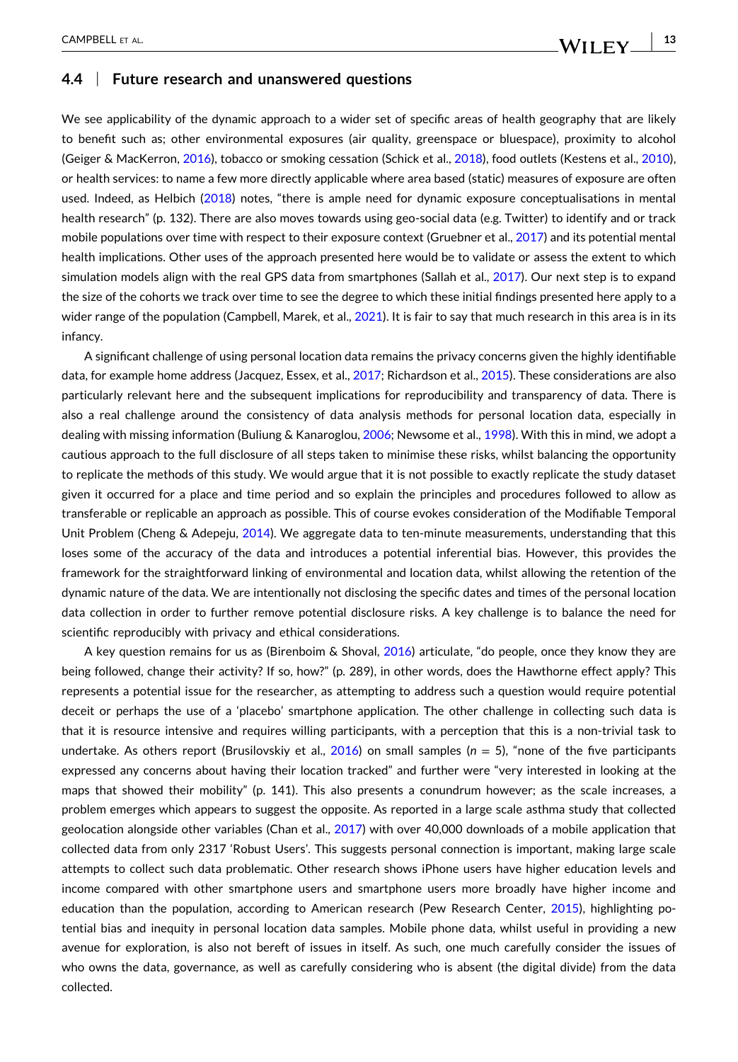### 4.4 | Future research and unanswered questions

We see applicability of the dynamic approach to a wider set of specific areas of health geography that are likely to benefit such as; other environmental exposures (air quality, greenspace or bluespace), proximity to alcohol (Geiger & MacKerron, 2016), tobacco or smoking cessation (Schick et al., 2018), food outlets (Kestens et al., 2010), or health services: to name a few more directly applicable where area based (static) measures of exposure are often used. Indeed, as Helbich (2018) notes, "there is ample need for dynamic exposure conceptualisations in mental health research" (p. 132). There are also moves towards using geo-social data (e.g. Twitter) to identify and or track mobile populations over time with respect to their exposure context (Gruebner et al., 2017) and its potential mental health implications. Other uses of the approach presented here would be to validate or assess the extent to which simulation models align with the real GPS data from smartphones (Sallah et al., 2017). Our next step is to expand the size of the cohorts we track over time to see the degree to which these initial findings presented here apply to a wider range of the population (Campbell, Marek, et al., 2021). It is fair to say that much research in this area is in its infancy.

A significant challenge of using personal location data remains the privacy concerns given the highly identifiable data, for example home address (Jacquez, Essex, et al., 2017; Richardson et al., 2015). These considerations are also particularly relevant here and the subsequent implications for reproducibility and transparency of data. There is also a real challenge around the consistency of data analysis methods for personal location data, especially in dealing with missing information (Buliung & Kanaroglou, 2006; Newsome et al., 1998). With this in mind, we adopt a cautious approach to the full disclosure of all steps taken to minimise these risks, whilst balancing the opportunity to replicate the methods of this study. We would argue that it is not possible to exactly replicate the study dataset given it occurred for a place and time period and so explain the principles and procedures followed to allow as transferable or replicable an approach as possible. This of course evokes consideration of the Modifiable Temporal Unit Problem (Cheng & Adepeju, 2014). We aggregate data to ten-minute measurements, understanding that this loses some of the accuracy of the data and introduces a potential inferential bias. However, this provides the framework for the straightforward linking of environmental and location data, whilst allowing the retention of the dynamic nature of the data. We are intentionally not disclosing the specific dates and times of the personal location data collection in order to further remove potential disclosure risks. A key challenge is to balance the need for scientific reproducibly with privacy and ethical considerations.

A key question remains for us as (Birenboim & Shoval, 2016) articulate, "do people, once they know they are being followed, change their activity? If so, how?" (p. 289), in other words, does the Hawthorne effect apply? This represents a potential issue for the researcher, as attempting to address such a question would require potential deceit or perhaps the use of a 'placebo' smartphone application. The other challenge in collecting such data is that it is resource intensive and requires willing participants, with a perception that this is a non-trivial task to undertake. As others report (Brusilovskiy et al., 2016) on small samples ($n$ = 5), "none of the five participants expressed any concerns about having their location tracked" and further were "very interested in looking at the maps that showed their mobility" (p. 141). This also presents a conundrum however; as the scale increases, a problem emerges which appears to suggest the opposite. As reported in a large scale asthma study that collected geolocation alongside other variables (Chan et al., 2017) with over 40,000 downloads of a mobile application that collected data from only 2317 'Robust Users'. This suggests personal connection is important, making large scale attempts to collect such data problematic. Other research shows iPhone users have higher education levels and income compared with other smartphone users and smartphone users more broadly have higher income and education than the population, according to American research (Pew Research Center, 2015), highlighting potential bias and inequity in personal location data samples. Mobile phone data, whilst useful in providing a new avenue for exploration, is also not bereft of issues in itself. As such, one much carefully consider the issues of who owns the data, governance, as well as carefully considering who is absent (the digital divide) from the data collected.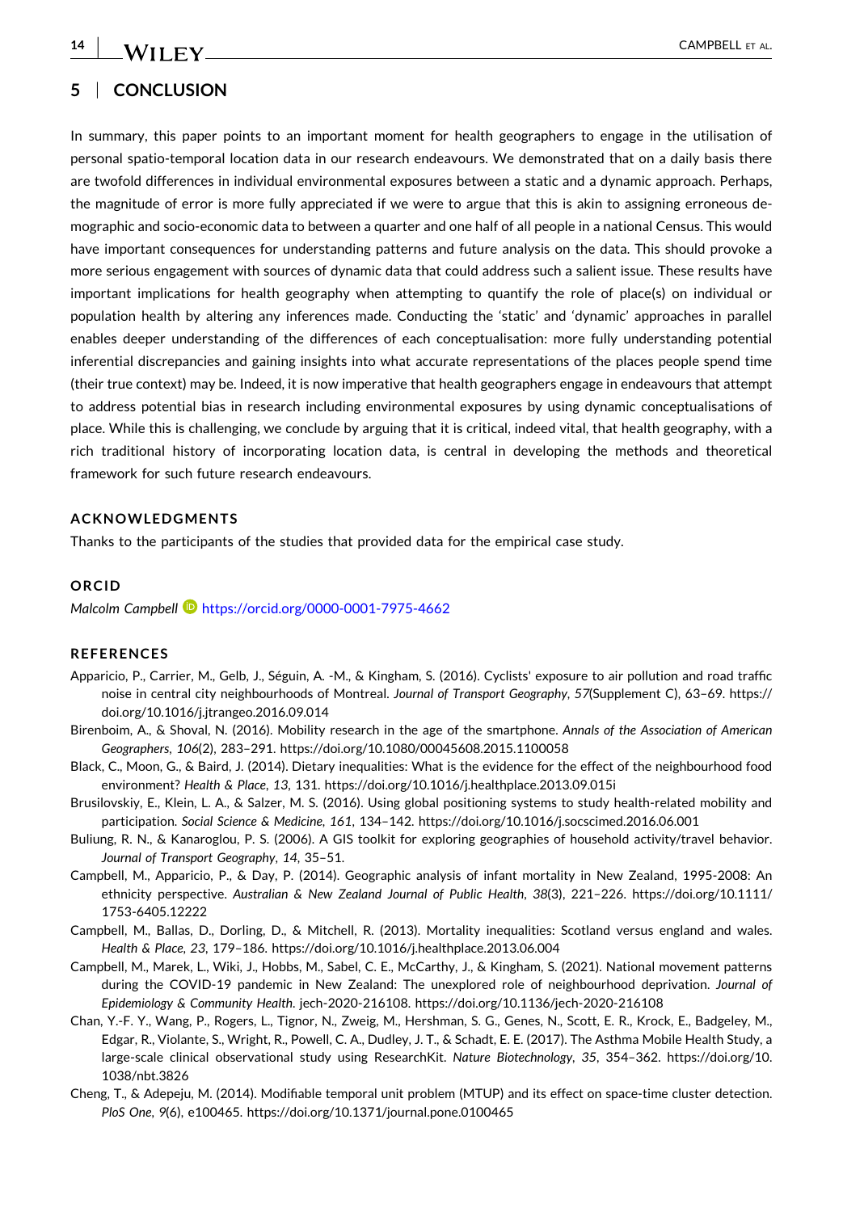## 5 | CONCLUSION

In summary, this paper points to an important moment for health geographers to engage in the utilisation of personal spatio-temporal location data in our research endeavours. We demonstrated that on a daily basis there are twofold differences in individual environmental exposures between a static and a dynamic approach. Perhaps, the magnitude of error is more fully appreciated if we were to argue that this is akin to assigning erroneous demographic and socio-economic data to between a quarter and one half of all people in a national Census. This would have important consequences for understanding patterns and future analysis on the data. This should provoke a more serious engagement with sources of dynamic data that could address such a salient issue. These results have important implications for health geography when attempting to quantify the role of place(s) on individual or population health by altering any inferences made. Conducting the 'static' and 'dynamic' approaches in parallel enables deeper understanding of the differences of each conceptualisation: more fully understanding potential inferential discrepancies and gaining insights into what accurate representations of the places people spend time (their true context) may be. Indeed, it is now imperative that health geographers engage in endeavours that attempt to address potential bias in research including environmental exposures by using dynamic conceptualisations of place. While this is challenging, we conclude by arguing that it is critical, indeed vital, that health geography, with a rich traditional history of incorporating location data, is central in developing the methods and theoretical framework for such future research endeavours.

### ACKNOWLEDGMENTS

Thanks to the participants of the studies that provided data for the empirical case study.

### ORCID

*Malcolm Campbell* https://orcid.org/0000-0001-7975-4662

### REFERENCES

Apparicio, P., Carrier, M., Gelb, J., Séguin, A. -M., & Kingham, S. (2016). Cyclists' exposure to air pollution and road traffic noise in central city neighbourhoods of Montreal. *Journal of Transport Geography*, *57*(Supplement C), 63–69. https://doi.org/10.1016/j.jtrangeo.2016.09.014

Birenboim, A., & Shoval, N. (2016). Mobility research in the age of the smartphone. *Annals of the Association of American Geographers*, *106*(2), 283–291. https://doi.org/10.1080/00045608.2015.1100058

Black, C., Moon, G., & Baird, J. (2014). Dietary inequalities: What is the evidence for the effect of the neighbourhood food environment? *Health & Place*, *13*, 131. https://doi.org/10.1016/j.healthplace.2013.09.015i

Brusilovskiy, E., Klein, L. A., & Salzer, M. S. (2016). Using global positioning systems to study health-related mobility and participation. *Social Science & Medicine*, *161*, 134–142. https://doi.org/10.1016/j.socscimed.2016.06.001

Buliung, R. N., & Kanaroglou, P. S. (2006). A GIS toolkit for exploring geographies of household activity/travel behavior. *Journal of Transport Geography*, *14*, 35–51.

Campbell, M., Apparicio, P., & Day, P. (2014). Geographic analysis of infant mortality in New Zealand, 1995-2008: An ethnicity perspective. *Australian & New Zealand Journal of Public Health*, *38*(3), 221–226. https://doi.org/10.1111/1753-6405.12222

Campbell, M., Ballas, D., Dorling, D., & Mitchell, R. (2013). Mortality inequalities: Scotland versus england and wales. *Health & Place*, *23*, 179–186. https://doi.org/10.1016/j.healthplace.2013.06.004

Campbell, M., Marek, L., Wiki, J., Hobbs, M., Sabel, C. E., McCarthy, J., & Kingham, S. (2021). National movement patterns during the COVID-19 pandemic in New Zealand: The unexplored role of neighbourhood deprivation. *Journal of Epidemiology & Community Health*. jech-2020-216108. https://doi.org/10.1136/jech-2020-216108

Chan, Y.-F. Y., Wang, P., Rogers, L., Tignor, N., Zweig, M., Hershman, S. G., Genes, N., Scott, E. R., Krock, E., Badgeley, M., Edgar, R., Violante, S., Wright, R., Powell, C. A., Dudley, J. T., & Schadt, E. E. (2017). The Asthma Mobile Health Study, a large-scale clinical observational study using ResearchKit. *Nature Biotechnology*, *35*, 354–362. https://doi.org/10.1038/nbt.3826

Cheng, T., & Adepeju, M. (2014). Modifiable temporal unit problem (MTUP) and its effect on space-time cluster detection. *PloS One*, *9*(6), e100465. https://doi.org/10.1371/journal.pone.0100465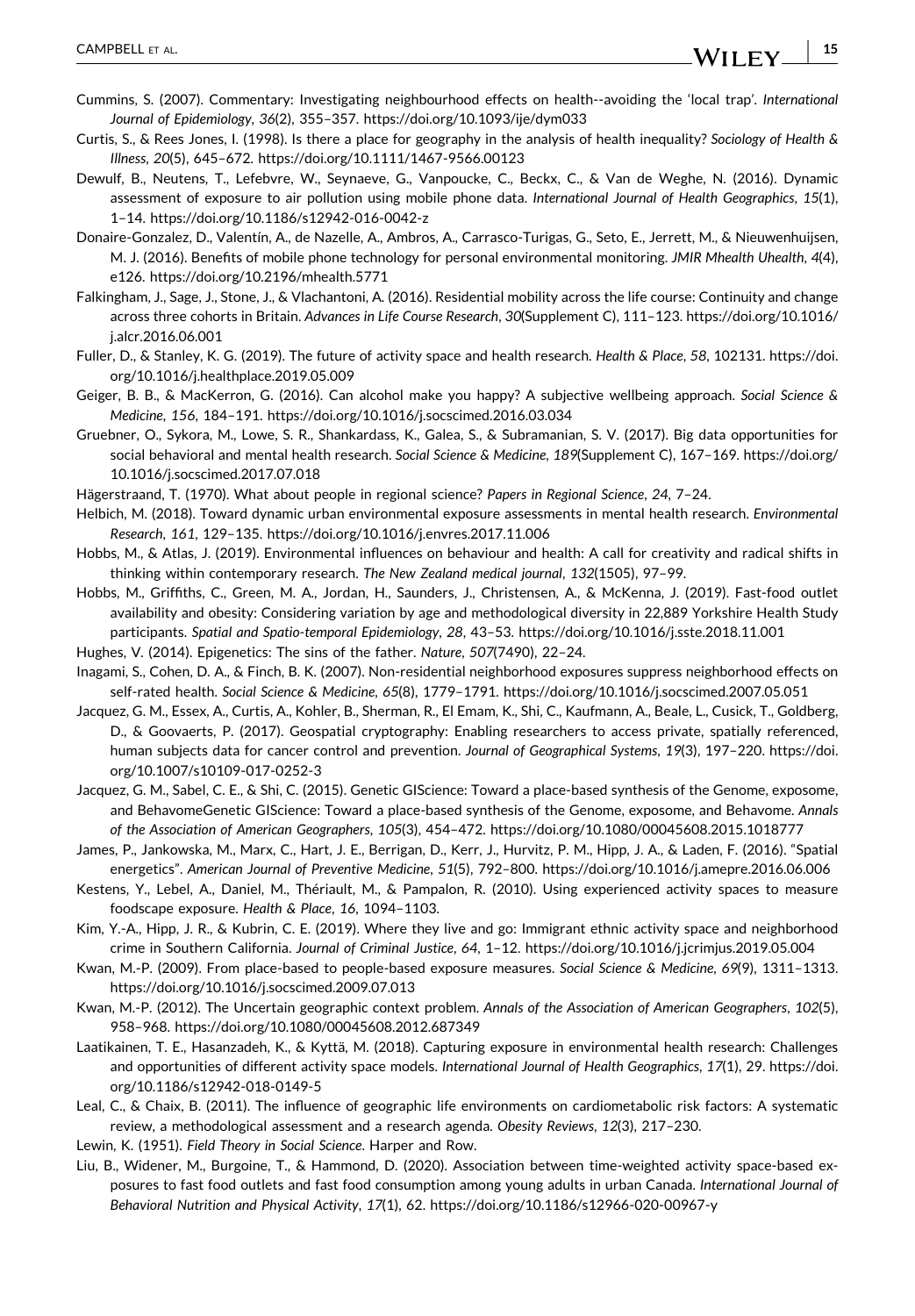Cummins, S. (2007). Commentary: Investigating neighbourhood effects on health--avoiding the 'local trap'. *International Journal of Epidemiology*, *36*(2), 355–357. https://doi.org/10.1093/ije/dym033

Curtis, S., & Rees Jones, I. (1998). Is there a place for geography in the analysis of health inequality? *Sociology of Health & Illness*, *20*(5), 645–672. https://doi.org/10.1111/1467-9566.00123

Dewulf, B., Neutens, T., Lefebvre, W., Seynaeve, G., Vanpoucke, C., Beckx, C., & Van de Weghe, N. (2016). Dynamic assessment of exposure to air pollution using mobile phone data. *International Journal of Health Geographics*, *15*(1), 1–14. https://doi.org/10.1186/s12942-016-0042-z

Donaire-Gonzalez, D., Valentín, A., de Nazelle, A., Ambros, A., Carrasco-Turigas, G., Seto, E., Jerrett, M., & Nieuwenhuijsen, M. J. (2016). Benefits of mobile phone technology for personal environmental monitoring. *JMIR Mhealth Uhealth*, *4*(4), e126. https://doi.org/10.2196/mhealth.5771

Falkingham, J., Sage, J., Stone, J., & Vlachantoni, A. (2016). Residential mobility across the life course: Continuity and change across three cohorts in Britain. *Advances in Life Course Research*, *30*(Supplement C), 111–123. https://doi.org/10.1016/j.alcr.2016.06.001

Fuller, D., & Stanley, K. G. (2019). The future of activity space and health research. *Health & Place*, *58*, 102131. https://doi.org/10.1016/j.healthplace.2019.05.009

Geiger, B. B., & MacKerron, G. (2016). Can alcohol make you happy? A subjective wellbeing approach. *Social Science & Medicine*, *156*, 184–191. https://doi.org/10.1016/j.socscimed.2016.03.034

Gruebner, O., Sykora, M., Lowe, S. R., Shankardass, K., Galea, S., & Subramanian, S. V. (2017). Big data opportunities for social behavioral and mental health research. *Social Science & Medicine*, *189*(Supplement C), 167–169. https://doi.org/10.1016/j.socscimed.2017.07.018

Hägerstraand, T. (1970). What about people in regional science? *Papers in Regional Science*, *24*, 7–24.

Helbich, M. (2018). Toward dynamic urban environmental exposure assessments in mental health research. *Environmental Research*, *161*, 129–135. https://doi.org/10.1016/j.envres.2017.11.006

Hobbs, M., & Atlas, J. (2019). Environmental influences on behaviour and health: A call for creativity and radical shifts in thinking within contemporary research. *The New Zealand medical journal*, *132*(1505), 97–99.

Hobbs, M., Griffiths, C., Green, M. A., Jordan, H., Saunders, J., Christensen, A., & McKenna, J. (2019). Fast-food outlet availability and obesity: Considering variation by age and methodological diversity in 22,889 Yorkshire Health Study participants. *Spatial and Spatio-temporal Epidemiology*, *28*, 43–53. https://doi.org/10.1016/j.sste.2018.11.001

Hughes, V. (2014). Epigenetics: The sins of the father. *Nature*, *507*(7490), 22–24.

Inagami, S., Cohen, D. A., & Finch, B. K. (2007). Non-residential neighborhood exposures suppress neighborhood effects on self-rated health. *Social Science & Medicine*, *65*(8), 1779–1791. https://doi.org/10.1016/j.socscimed.2007.05.051

Jacquez, G. M., Essex, A., Curtis, A., Kohler, B., Sherman, R., El Emam, K., Shi, C., Kaufmann, A., Beale, L., Cusick, T., Goldberg, D., & Goovaerts, P. (2017). Geospatial cryptography: Enabling researchers to access private, spatially referenced, human subjects data for cancer control and prevention. *Journal of Geographical Systems*, *19*(3), 197–220. https://doi.org/10.1007/s10109-017-0252-3

Jacquez, G. M., Sabel, C. E., & Shi, C. (2015). Genetic GIScience: Toward a place-based synthesis of the Genome, exposome, and BehavomeGenetic GIScience: Toward a place-based synthesis of the Genome, exposome, and Behavome. *Annals of the Association of American Geographers*, *105*(3), 454–472. https://doi.org/10.1080/00045608.2015.1018777

James, P., Jankowska, M., Marx, C., Hart, J. E., Berrigan, D., Kerr, J., Hurvitz, P. M., Hipp, J. A., & Laden, F. (2016). "Spatial energetics". *American Journal of Preventive Medicine*, *51*(5), 792–800. https://doi.org/10.1016/j.amepre.2016.06.006

Kestens, Y., Lebel, A., Daniel, M., Thériault, M., & Pampalon, R. (2010). Using experienced activity spaces to measure foodscape exposure. *Health & Place*, *16*, 1094–1103.

Kim, Y.-A., Hipp, J. R., & Kubrin, C. E. (2019). Where they live and go: Immigrant ethnic activity space and neighborhood crime in Southern California. *Journal of Criminal Justice*, *64*, 1–12. https://doi.org/10.1016/j.jcrimjus.2019.05.004

Kwan, M.-P. (2009). From place-based to people-based exposure measures. *Social Science & Medicine*, *69*(9), 1311–1313. https://doi.org/10.1016/j.socscimed.2009.07.013

Kwan, M.-P. (2012). The Uncertain geographic context problem. *Annals of the Association of American Geographers*, *102*(5), 958–968. https://doi.org/10.1080/00045608.2012.687349

Laatikainen, T. E., Hasanzadeh, K., & Kyttä, M. (2018). Capturing exposure in environmental health research: Challenges and opportunities of different activity space models. *International Journal of Health Geographics*, *17*(1), 29. https://doi.org/10.1186/s12942-018-0149-5

Leal, C., & Chaix, B. (2011). The influence of geographic life environments on cardiometabolic risk factors: A systematic review, a methodological assessment and a research agenda. *Obesity Reviews*, *12*(3), 217–230.

Lewin, K. (1951). *Field Theory in Social Science*. Harper and Row.

Liu, B., Widener, M., Burgoine, T., & Hammond, D. (2020). Association between time-weighted activity space-based exposures to fast food outlets and fast food consumption among young adults in urban Canada. *International Journal of Behavioral Nutrition and Physical Activity*, *17*(1), 62. https://doi.org/10.1186/s12966-020-00967-y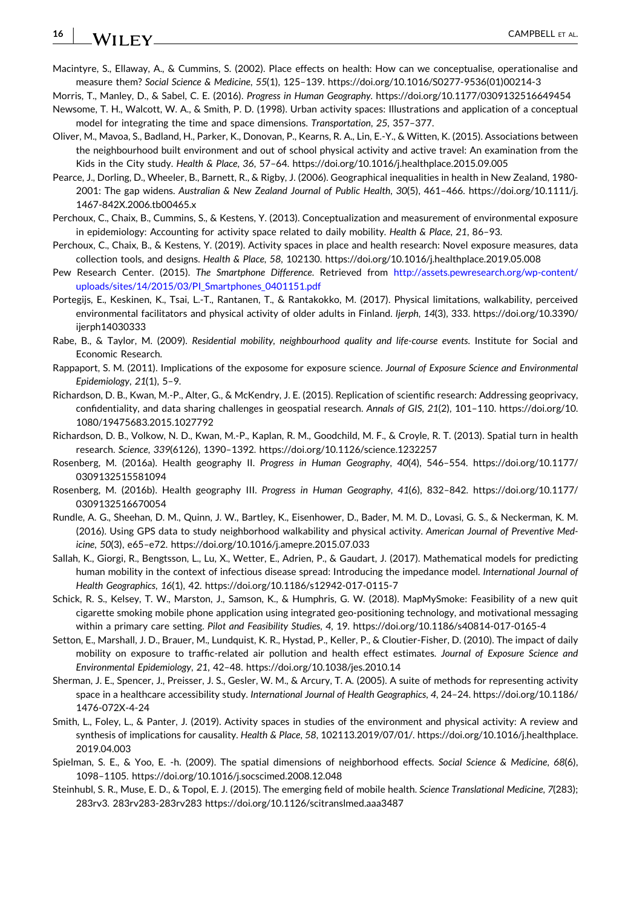Macintyre, S., Ellaway, A., & Cummins, S. (2002). Place effects on health: How can we conceptualise, operationalise and measure them? *Social Science & Medicine*, *55*(1), 125–139. https://doi.org/10.1016/S0277-9536(01)00214-3

Morris, T., Manley, D., & Sabel, C. E. (2016). *Progress in Human Geography*. https://doi.org/10.1177/0309132516649454

Newsome, T. H., Walcott, W. A., & Smith, P. D. (1998). Urban activity spaces: Illustrations and application of a conceptual model for integrating the time and space dimensions. *Transportation*, *25*, 357–377.

Oliver, M., Mavoa, S., Badland, H., Parker, K., Donovan, P., Kearns, R. A., Lin, E.-Y., & Witten, K. (2015). Associations between the neighbourhood built environment and out of school physical activity and active travel: An examination from the Kids in the City study. *Health & Place*, *36*, 57–64. https://doi.org/10.1016/j.healthplace.2015.09.005

Pearce, J., Dorling, D., Wheeler, B., Barnett, R., & Rigby, J. (2006). Geographical inequalities in health in New Zealand, 1980-2001: The gap widens. *Australian & New Zealand Journal of Public Health*, *30*(5), 461–466. https://doi.org/10.1111/j.1467-842X.2006.tb00465.x

Perchoux, C., Chaix, B., Cummins, S., & Kestens, Y. (2013). Conceptualization and measurement of environmental exposure in epidemiology: Accounting for activity space related to daily mobility. *Health & Place*, *21*, 86–93.

Perchoux, C., Chaix, B., & Kestens, Y. (2019). Activity spaces in place and health research: Novel exposure measures, data collection tools, and designs. *Health & Place*, *58*, 102130. https://doi.org/10.1016/j.healthplace.2019.05.008

Pew Research Center. (2015). *The Smartphone Difference*. Retrieved from http://assets.pewresearch.org/wp-content/uploads/sites/14/2015/03/PI_Smartphones_0401151.pdf

Portegijs, E., Keskinen, K., Tsai, L.-T., Rantanen, T., & Rantakokko, M. (2017). Physical limitations, walkability, perceived environmental facilitators and physical activity of older adults in Finland. *Ijerph*, *14*(3), 333. https://doi.org/10.3390/ijerph14030333

Rabe, B., & Taylor, M. (2009). *Residential mobility, neighbourhood quality and life-course events*. Institute for Social and Economic Research.

Rappaport, S. M. (2011). Implications of the exposome for exposure science. *Journal of Exposure Science and Environmental Epidemiology*, *21*(1), 5–9.

Richardson, D. B., Kwan, M.-P., Alter, G., & McKendry, J. E. (2015). Replication of scientific research: Addressing geoprivacy, confidentiality, and data sharing challenges in geospatial research. *Annals of GIS*, *21*(2), 101–110. https://doi.org/10.1080/19475683.2015.1027792

Richardson, D. B., Volkow, N. D., Kwan, M.-P., Kaplan, R. M., Goodchild, M. F., & Croyle, R. T. (2013). Spatial turn in health research. *Science*, *339*(6126), 1390–1392. https://doi.org/10.1126/science.1232257

Rosenberg, M. (2016a). Health geography II. *Progress in Human Geography*, *40*(4), 546–554. https://doi.org/10.1177/0309132515581094

Rosenberg, M. (2016b). Health geography III. *Progress in Human Geography*, *41*(6), 832–842. https://doi.org/10.1177/0309132516670054

Rundle, A. G., Sheehan, D. M., Quinn, J. W., Bartley, K., Eisenhower, D., Bader, M. M. D., Lovasi, G. S., & Neckerman, K. M. (2016). Using GPS data to study neighborhood walkability and physical activity. *American Journal of Preventive Medicine*, *50*(3), e65–e72. https://doi.org/10.1016/j.amepre.2015.07.033

Sallah, K., Giorgi, R., Bengtsson, L., Lu, X., Wetter, E., Adrien, P., & Gaudart, J. (2017). Mathematical models for predicting human mobility in the context of infectious disease spread: Introducing the impedance model. *International Journal of Health Geographics*, *16*(1), 42. https://doi.org/10.1186/s12942-017-0115-7

Schick, R. S., Kelsey, T. W., Marston, J., Samson, K., & Humphris, G. W. (2018). MapMySmoke: Feasibility of a new quit cigarette smoking mobile phone application using integrated geo-positioning technology, and motivational messaging within a primary care setting. *Pilot and Feasibility Studies*, *4*, 19. https://doi.org/10.1186/s40814-017-0165-4

Setton, E., Marshall, J. D., Brauer, M., Lundquist, K. R., Hystad, P., Keller, P., & Cloutier-Fisher, D. (2010). The impact of daily mobility on exposure to traffic-related air pollution and health effect estimates. *Journal of Exposure Science and Environmental Epidemiology*, *21*, 42–48. https://doi.org/10.1038/jes.2010.14

Sherman, J. E., Spencer, J., Preisser, J. S., Gesler, W. M., & Arcury, T. A. (2005). A suite of methods for representing activity space in a healthcare accessibility study. *International Journal of Health Geographics*, *4*, 24–24. https://doi.org/10.1186/1476-072X-4-24

Smith, L., Foley, L., & Panter, J. (2019). Activity spaces in studies of the environment and physical activity: A review and synthesis of implications for causality. *Health & Place*, *58*, 102113.2019/07/01/. https://doi.org/10.1016/j.healthplace.2019.04.003

Spielman, S. E., & Yoo, E. -h. (2009). The spatial dimensions of neighborhood effects. *Social Science & Medicine*, *68*(6), 1098–1105. https://doi.org/10.1016/j.socscimed.2008.12.048

Steinhubl, S. R., Muse, E. D., & Topol, E. J. (2015). The emerging field of mobile health. *Science Translational Medicine*, *7*(283); 283rv3. 283rv283-283rv283 https://doi.org/10.1126/scitranslmed.aaa3487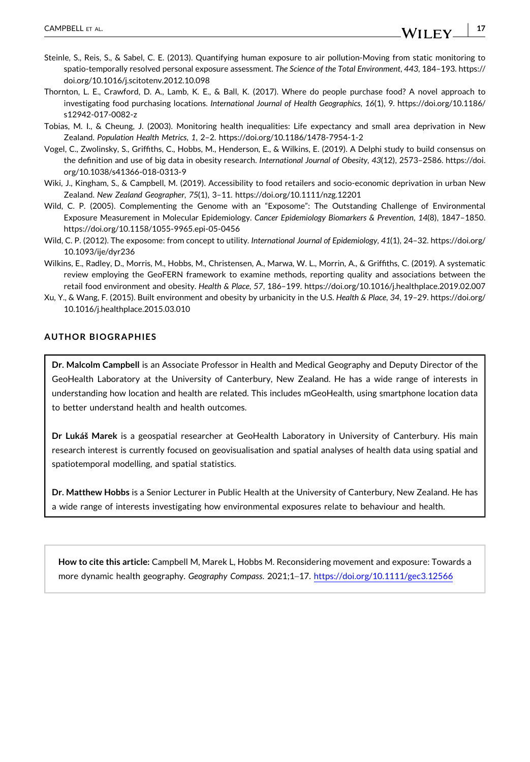Steinle, S., Reis, S., & Sabel, C. E. (2013). Quantifying human exposure to air pollution-Moving from static monitoring to spatio-temporally resolved personal exposure assessment. *The Science of the Total Environment*, *443*, 184–193. https://doi.org/10.1016/j.scitotenv.2012.10.098

Thornton, L. E., Crawford, D. A., Lamb, K. E., & Ball, K. (2017). Where do people purchase food? A novel approach to investigating food purchasing locations. *International Journal of Health Geographics*, *16*(1), 9. https://doi.org/10.1186/s12942-017-0082-z

Tobias, M. I., & Cheung, J. (2003). Monitoring health inequalities: Life expectancy and small area deprivation in New Zealand. *Population Health Metrics*, *1*, 2–2. https://doi.org/10.1186/1478-7954-1-2

Vogel, C., Zwolinsky, S., Griffiths, C., Hobbs, M., Henderson, E., & Wilkins, E. (2019). A Delphi study to build consensus on the definition and use of big data in obesity research. *International Journal of Obesity*, *43*(12), 2573–2586. https://doi.org/10.1038/s41366-018-0313-9

Wiki, J., Kingham, S., & Campbell, M. (2019). Accessibility to food retailers and socio-economic deprivation in urban New Zealand. *New Zealand Geographer*, *75*(1), 3–11. https://doi.org/10.1111/nzg.12201

Wild, C. P. (2005). Complementing the Genome with an "Exposome": The Outstanding Challenge of Environmental Exposure Measurement in Molecular Epidemiology. *Cancer Epidemiology Biomarkers & Prevention*, *14*(8), 1847–1850. https://doi.org/10.1158/1055-9965.epi-05-0456

Wild, C. P. (2012). The exposome: from concept to utility. *International Journal of Epidemiology*, *41*(1), 24–32. https://doi.org/10.1093/ije/dyr236

Wilkins, E., Radley, D., Morris, M., Hobbs, M., Christensen, A., Marwa, W. L., Morrin, A., & Griffiths, C. (2019). A systematic review employing the GeoFERN framework to examine methods, reporting quality and associations between the retail food environment and obesity. *Health & Place*, *57*, 186–199. https://doi.org/10.1016/j.healthplace.2019.02.007

Xu, Y., & Wang, F. (2015). Built environment and obesity by urbanicity in the U.S. *Health & Place*, *34*, 19–29. https://doi.org/10.1016/j.healthplace.2015.03.010

## AUTHOR BIOGRAPHIES

**Dr. Malcolm Campbell** is an Associate Professor in Health and Medical Geography and Deputy Director of the GeoHealth Laboratory at the University of Canterbury, New Zealand. He has a wide range of interests in understanding how location and health are related. This includes mGeoHealth, using smartphone location data to better understand health and health outcomes.

**Dr Lukáš Marek** is a geospatial researcher at GeoHealth Laboratory in University of Canterbury. His main research interest is currently focused on geovisualisation and spatial analyses of health data using spatial and spatiotemporal modelling, and spatial statistics.

**Dr. Matthew Hobbs** is a Senior Lecturer in Public Health at the University of Canterbury, New Zealand. He has a wide range of interests investigating how environmental exposures relate to behaviour and health.

**How to cite this article:** Campbell M, Marek L, Hobbs M. Reconsidering movement and exposure: Towards a more dynamic health geography. *Geography Compass*. 2021;1–17. https://doi.org/10.1111/gec3.12566